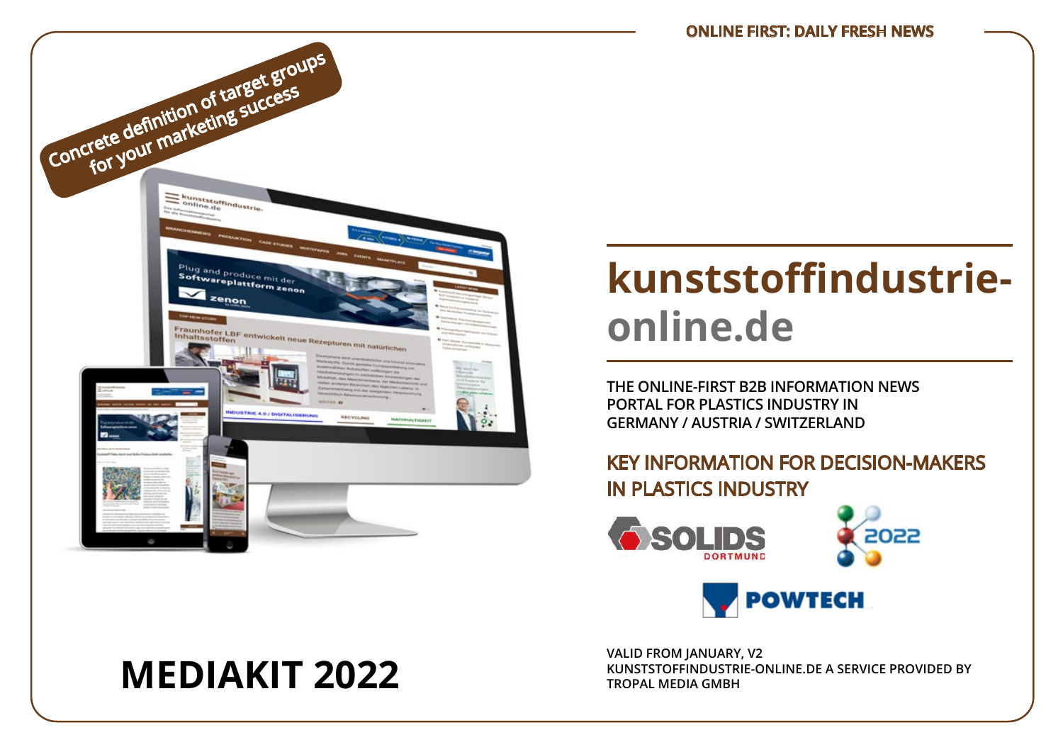ONLINE FIRST: DAILY FRESH NEWS

Concrete definition of target groups for your marketing success

# kunststoffindustrie-online.de

THE ONLINE-FIRST B2B INFORMATION NEWS PORTAL FOR PLASTICS INDUSTRY IN GERMANY / AUSTRIA / SWITZERLAND

## KEY INFORMATION FOR DECISION-MAKERS IN PLASTICS INDUSTRY

SOLIDS DORTMUND

K 2022

POWTECH

# MEDIAKIT 2022

VALID FROM JANUARY, V2
KUNSTSTOFFINDUSTRIE-ONLINE.DE A SERVICE PROVIDED BY TROPAL MEDIA GMBH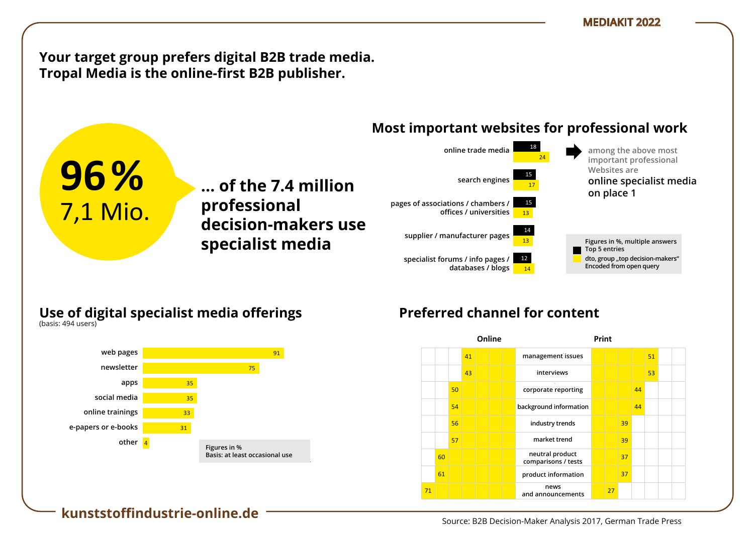# Your target group prefers digital B2B trade media. Tropal Media is the online-first B2B publisher.

**96 %**
7,1 Mio.

**… of the 7.4 million professional decision-makers use specialist media**

## Most important websites for professional work

| Website type | Top 5 entries | Group „top decision-makers" |
|---|---|---|
| online trade media | 18 | 24 |
| search engines | 15 | 17 |
| pages of associations / chambers / offices / universities | 15 | 13 |
| supplier / manufacturer pages | 14 | 13 |
| specialist forums / info pages / databases / blogs | 12 | 14 |

among the above most important professional Websites are **online specialist media on place 1**

Figures in %, multiple answers
Top 5 entries
dto, group „top decision-makers"
Encoded from open query

## Use of digital specialist media offerings

(basis: 494 users)

| Offering | % |
|---|---|
| web pages | 91 |
| newsletter | 75 |
| apps | 35 |
| social media | 35 |
| online trainings | 33 |
| e-papers or e-books | 31 |
| other | 4 |

Figures in %
Basis: at least occasional use

## Preferred channel for content

| Online | Content | Print |
|---|---|---|
| 41 | management issues | 51 |
| 43 | interviews | 53 |
| 50 | corporate reporting | 44 |
| 54 | background information | 44 |
| 56 | industry trends | 39 |
| 57 | market trend | 39 |
| 60 | neutral product comparisons / tests | 37 |
| 61 | product information | 37 |
| 71 | news and announcements | 27 |

**kunststoffindustrie-online.de**

Source: B2B Decision-Maker Analysis 2017, German Trade Press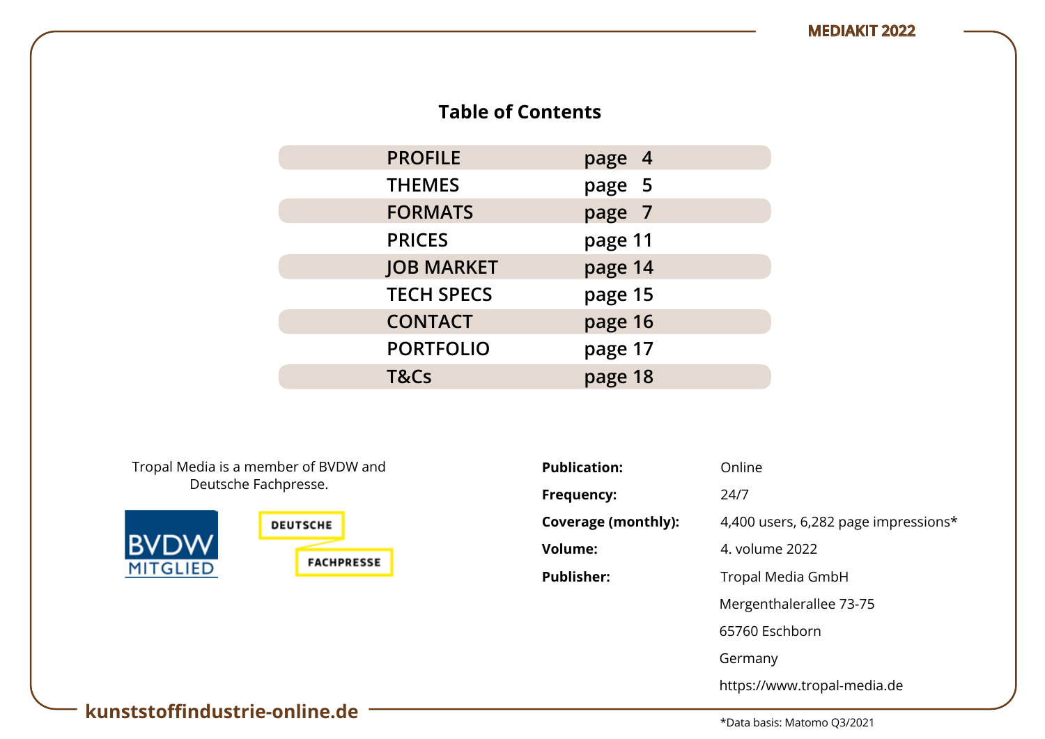## Table of Contents

| | |
|---|---|
| PROFILE | page 4 |
| THEMES | page 5 |
| FORMATS | page 7 |
| PRICES | page 11 |
| JOB MARKET | page 14 |
| TECH SPECS | page 15 |
| CONTACT | page 16 |
| PORTFOLIO | page 17 |
| T&Cs | page 18 |

Tropal Media is a member of BVDW and Deutsche Fachpresse.

BVDW MITGLIED

DEUTSCHE FACHPRESSE

| | |
|---|---|
| **Publication:** | Online |
| **Frequency:** | 24/7 |
| **Coverage (monthly):** | 4,400 users, 6,282 page impressions* |
| **Volume:** | 4. volume 2022 |
| **Publisher:** | Tropal Media GmbH<br>Mergenthalerallee 73-75<br>65760 Eschborn<br>Germany<br>https://www.tropal-media.de |

*Data basis: Matomo Q3/2021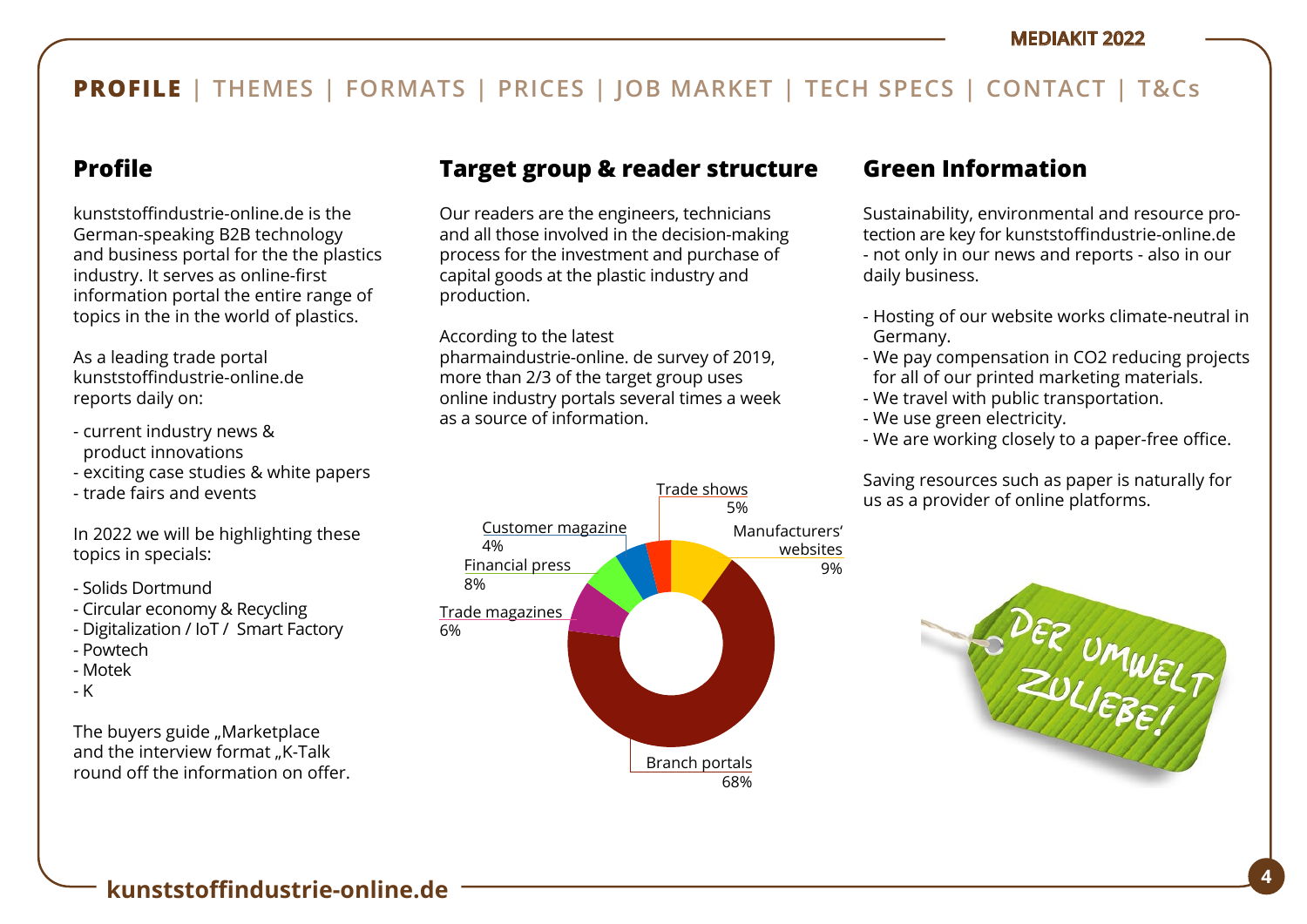**PROFILE** | THEMES | FORMATS | PRICES | JOB MARKET | TECH SPECS | CONTACT | T&Cs

## Profile

kunststoffindustrie-online.de is the German-speaking B2B technology and business portal for the the plastics industry. It serves as online-first information portal the entire range of topics in the in the world of plastics.

As a leading trade portal kunststoffindustrie-online.de reports daily on:

- current industry news & product innovations
- exciting case studies & white papers
- trade fairs and events

In 2022 we will be highlighting these topics in specials:

- Solids Dortmund
- Circular economy & Recycling
- Digitalization / IoT / Smart Factory
- Powtech
- Motek
- K

The buyers guide „Marketplace and the interview format „K-Talk round off the information on offer.

## Target group & reader structure

Our readers are the engineers, technicians and all those involved in the decision-making process for the investment and purchase of capital goods at the plastic industry and production.

According to the latest pharmaindustrie-online. de survey of 2019, more than 2/3 of the target group uses online industry portals several times a week as a source of information.

| Source | Share |
|---|---|
| Trade shows | 5% |
| Manufacturers' websites | 9% |
| Customer magazine | 4% |
| Financial press | 8% |
| Trade magazines | 6% |
| Branch portals | 68% |

## Green Information

Sustainability, environmental and resource protection are key for kunststoffindustrie-online.de - not only in our news and reports - also in our daily business.

- Hosting of our website works climate-neutral in Germany.
- We pay compensation in CO2 reducing projects for all of our printed marketing materials.
- We travel with public transportation.
- We use green electricity.
- We are working closely to a paper-free office.

Saving resources such as paper is naturally for us as a provider of online platforms.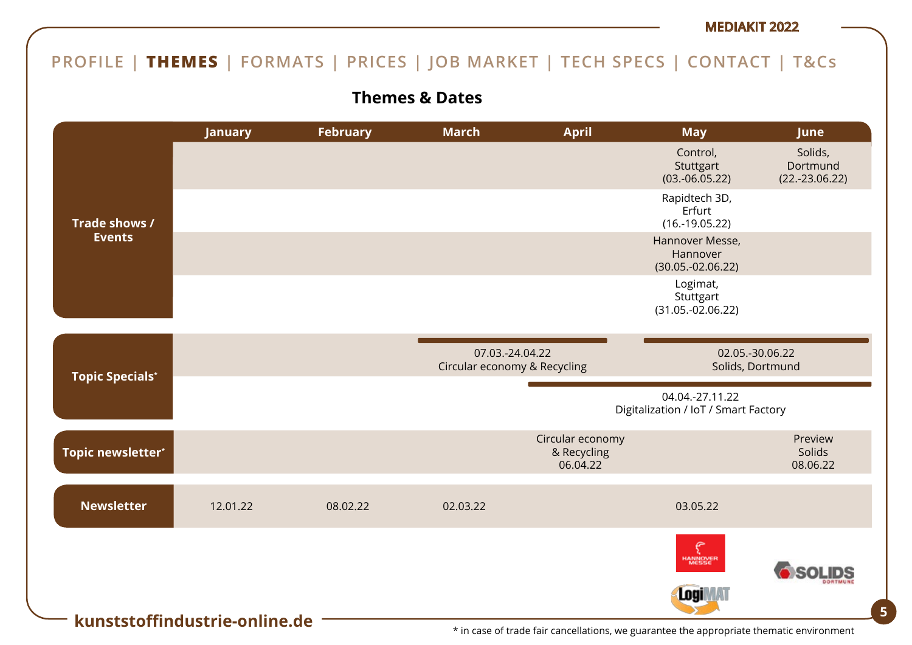PROFILE | **THEMES** | FORMATS | PRICES | JOB MARKET | TECH SPECS | CONTACT | T&Cs

## Themes & Dates

| | January | February | March | April | May | June |
|---|---|---|---|---|---|---|
| **Trade shows / Events** | | | | | Control, Stuttgart (03.-06.05.22) | Solids, Dortmund (22.-23.06.22) |
| | | | | | Rapidtech 3D, Erfurt (16.-19.05.22) | |
| | | | | | Hannover Messe, Hannover (30.05.-02.06.22) | |
| | | | | | Logimat, Stuttgart (31.05.-02.06.22) | |
| **Topic Specials*** | | | 07.03.-24.04.22 Circular economy & Recycling | | 02.05.-30.06.22 Solids, Dortmund | |
| | | | | 04.04.-27.11.22 Digitalization / IoT / Smart Factory | | |
| **Topic newsletter*** | | | | Circular economy & Recycling 06.04.22 | | Preview Solids 08.06.22 |
| **Newsletter** | 12.01.22 | 08.02.22 | 02.03.22 | | 03.05.22 | |

kunststoffindustrie-online.de

* in case of trade fair cancellations, we guarantee the appropriate thematic environment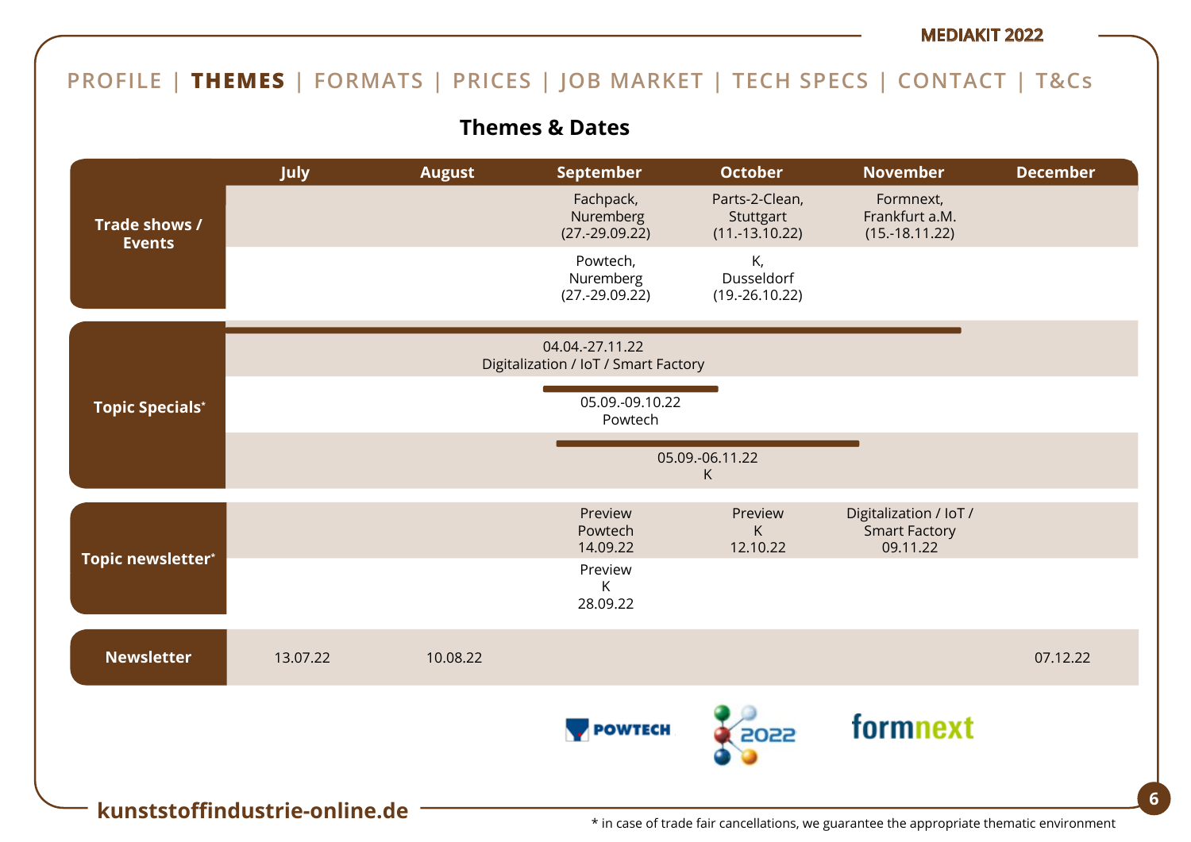PROFILE | **THEMES** | FORMATS | PRICES | JOB MARKET | TECH SPECS | CONTACT | T&Cs

## Themes & Dates

| | July | August | September | October | November | December |
|---|---|---|---|---|---|---|
| **Trade shows / Events** | | | Fachpack, Nuremberg (27.-29.09.22) | Parts-2-Clean, Stuttgart (11.-13.10.22) | Formnext, Frankfurt a.M. (15.-18.11.22) | |
| | | | Powtech, Nuremberg (27.-29.09.22) | K, Dusseldorf (19.-26.10.22) | | |
| **Topic Specials*** | 04.04.-27.11.22 Digitalization / IoT / Smart Factory | | | | | |
| | | | 05.09.-09.10.22 Powtech | | | |
| | | | 05.09.-06.11.22 K | | | |
| **Topic newsletter*** | | | Preview Powtech 14.09.22 | Preview K 12.10.22 | Digitalization / IoT / Smart Factory 09.11.22 | |
| | | | Preview K 28.09.22 | | | |
| **Newsletter** | 13.07.22 | 10.08.22 | | | | 07.12.22 |

POWTECH | K 2022 | formnext

kunststoffindustrie-online.de

* in case of trade fair cancellations, we guarantee the appropriate thematic environment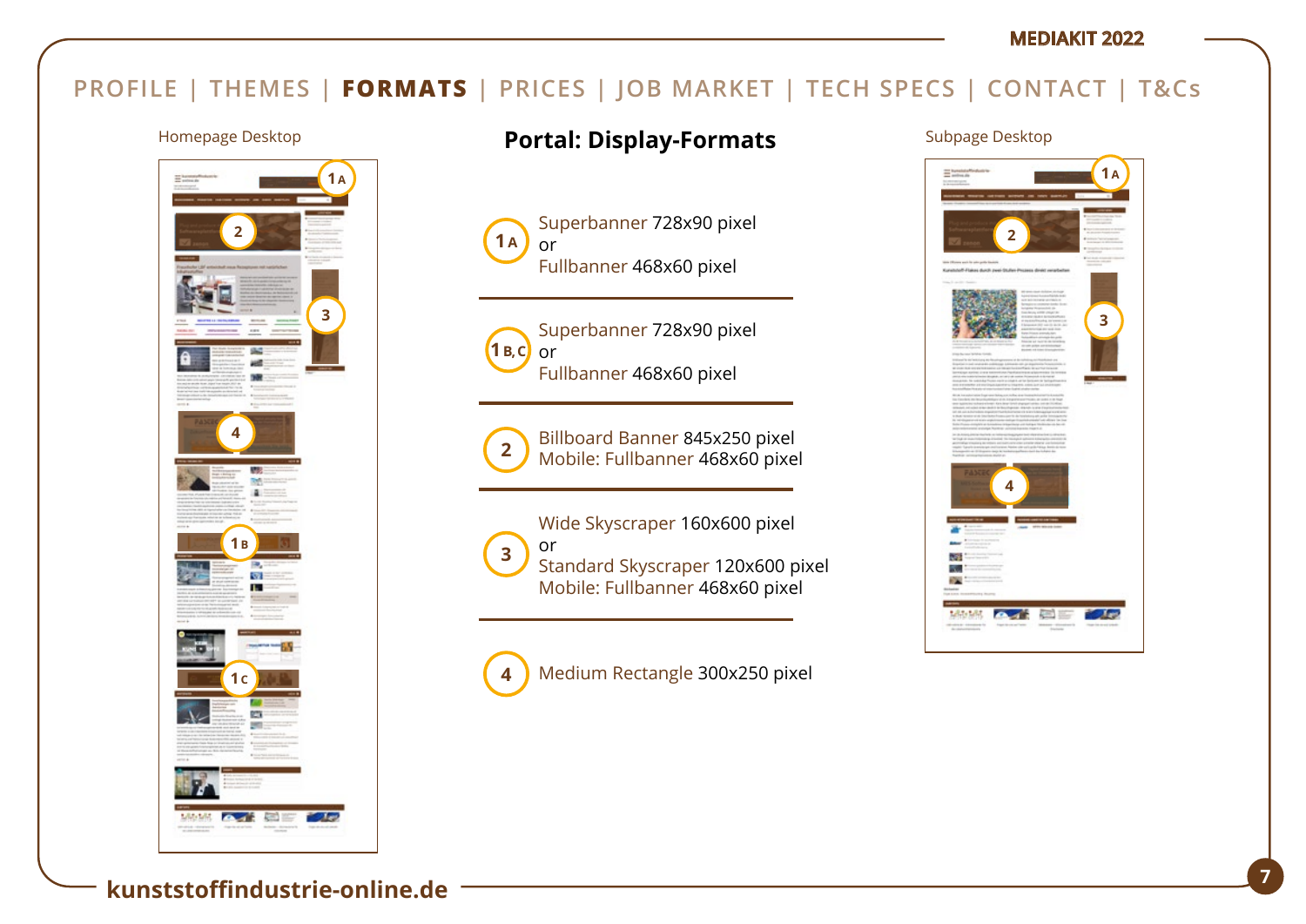MEDIAKIT 2022

PROFILE | THEMES | **FORMATS** | PRICES | JOB MARKET | TECH SPECS | CONTACT | T&Cs

Homepage Desktop

# Portal: Display-Formats

Subpage Desktop

**1 A** Superbanner 728x90 pixel
or
Fullbanner 468x60 pixel

**1 B, C** Superbanner 728x90 pixel
or
Fullbanner 468x60 pixel

**2** Billboard Banner 845x250 pixel
Mobile: Fullbanner 468x60 pixel

**3** Wide Skyscraper 160x600 pixel
or
Standard Skyscraper 120x600 pixel
Mobile: Fullbanner 468x60 pixel

**4** Medium Rectangle 300x250 pixel

**kunststoffindustrie-online.de**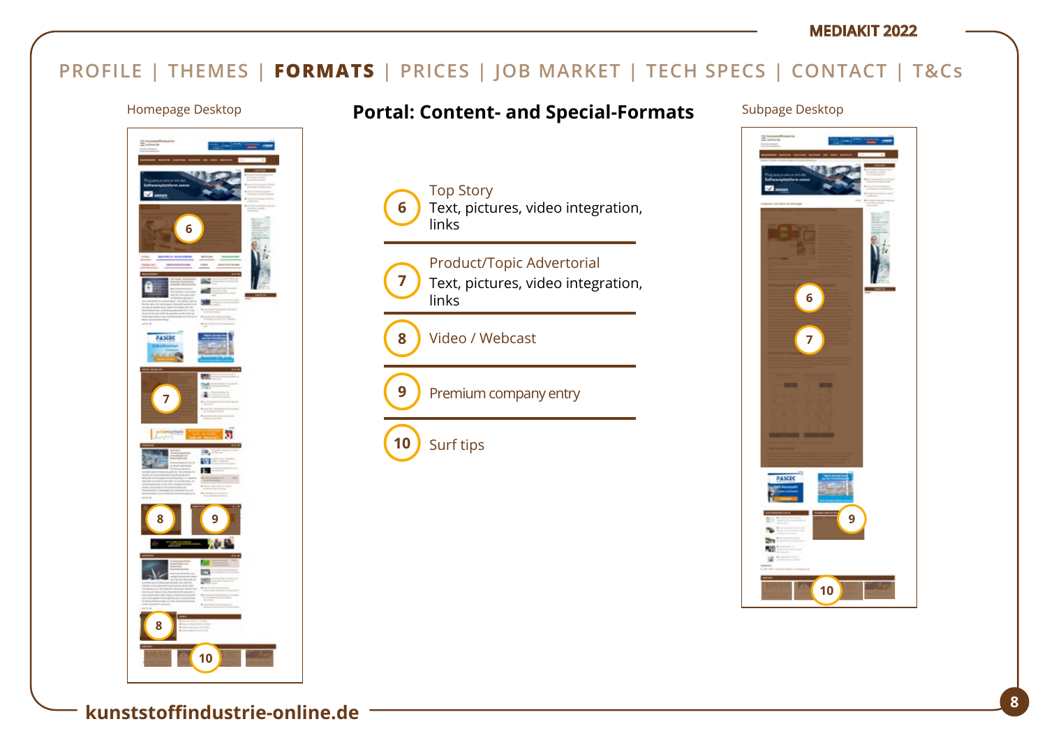PROFILE | THEMES | **FORMATS** | PRICES | JOB MARKET | TECH SPECS | CONTACT | T&Cs

# Portal: Content- and Special-Formats

Homepage Desktop

Subpage Desktop

**6** Top Story
Text, pictures, video integration, links

**7** Product/Topic Advertorial
Text, pictures, video integration, links

**8** Video / Webcast

**9** Premium company entry

**10** Surf tips

kunststoffindustrie-online.de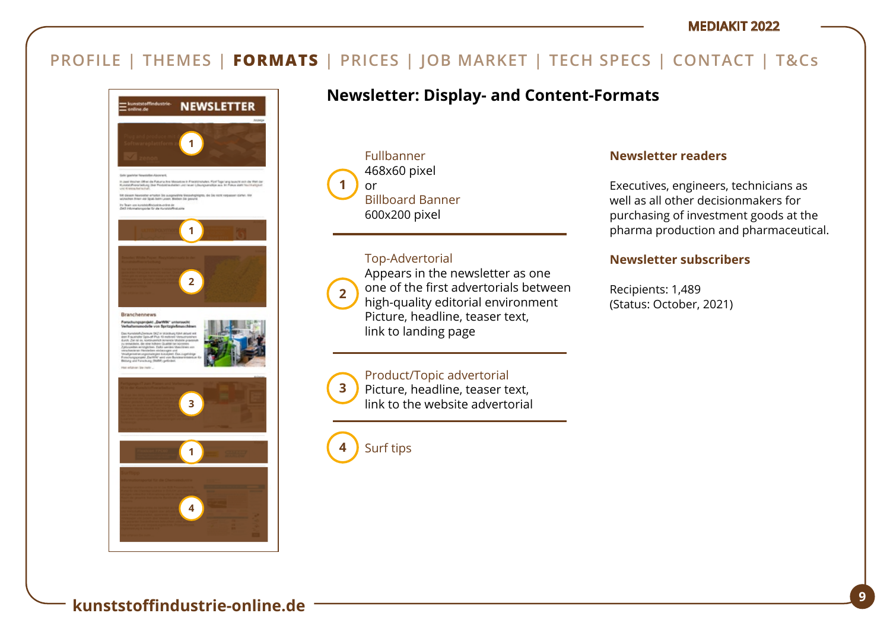PROFILE | THEMES | **FORMATS** | PRICES | JOB MARKET | TECH SPECS | CONTACT | T&Cs

## Newsletter: Display- and Content-Formats

**1** Fullbanner
468x60 pixel
or
Billboard Banner
600x200 pixel

**2** Top-Advertorial
Appears in the newsletter as one one of the first advertorials between high-quality editorial environment
Picture, headline, teaser text,
link to landing page

**3** Product/Topic advertorial
Picture, headline, teaser text,
link to the website advertorial

**4** Surf tips

### Newsletter readers

Executives, engineers, technicians as well as all other decisionmakers for purchasing of investment goods at the pharma production and pharmaceutical.

### Newsletter subscribers

Recipients: 1,489
(Status: October, 2021)

**kunststoffindustrie-online.de**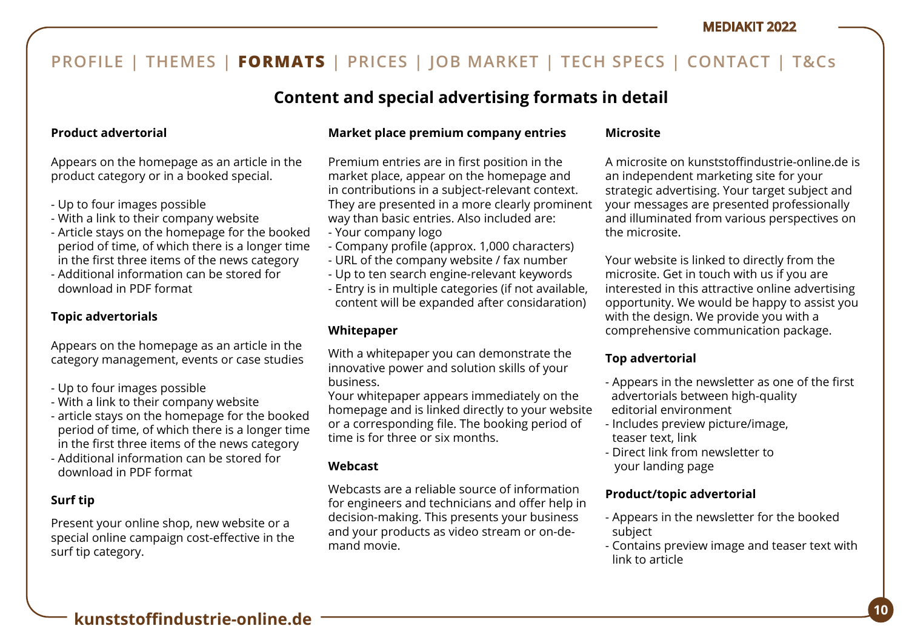PROFILE | THEMES | **FORMATS** | PRICES | JOB MARKET | TECH SPECS | CONTACT | T&Cs

## Content and special advertising formats in detail

### Product advertorial

Appears on the homepage as an article in the product category or in a booked special.

- Up to four images possible
- With a link to their company website
- Article stays on the homepage for the booked period of time, of which there is a longer time in the first three items of the news category
- Additional information can be stored for download in PDF format

### Topic advertorials

Appears on the homepage as an article in the category management, events or case studies

- Up to four images possible
- With a link to their company website
- article stays on the homepage for the booked period of time, of which there is a longer time in the first three items of the news category
- Additional information can be stored for download in PDF format

### Surf tip

Present your online shop, new website or a special online campaign cost-effective in the surf tip category.

### Market place premium company entries

Premium entries are in first position in the market place, appear on the homepage and in contributions in a subject-relevant context. They are presented in a more clearly prominent way than basic entries. Also included are:

- Your company logo
- Company profile (approx. 1,000 characters)
- URL of the company website / fax number
- Up to ten search engine-relevant keywords
- Entry is in multiple categories (if not available, content will be expanded after considaration)

### Whitepaper

With a whitepaper you can demonstrate the innovative power and solution skills of your business.

Your whitepaper appears immediately on the homepage and is linked directly to your website or a corresponding file. The booking period of time is for three or six months.

### Webcast

Webcasts are a reliable source of information for engineers and technicians and offer help in decision-making. This presents your business and your products as video stream or on-demand movie.

### Microsite

A microsite on kunststoffindustrie-online.de is an independent marketing site for your strategic advertising. Your target subject and your messages are presented professionally and illuminated from various perspectives on the microsite.

Your website is linked to directly from the microsite. Get in touch with us if you are interested in this attractive online advertising opportunity. We would be happy to assist you with the design. We provide you with a comprehensive communication package.

### Top advertorial

- Appears in the newsletter as one of the first advertorials between high-quality editorial environment
- Includes preview picture/image, teaser text, link
- Direct link from newsletter to your landing page

### Product/topic advertorial

- Appears in the newsletter for the booked subject
- Contains preview image and teaser text with link to article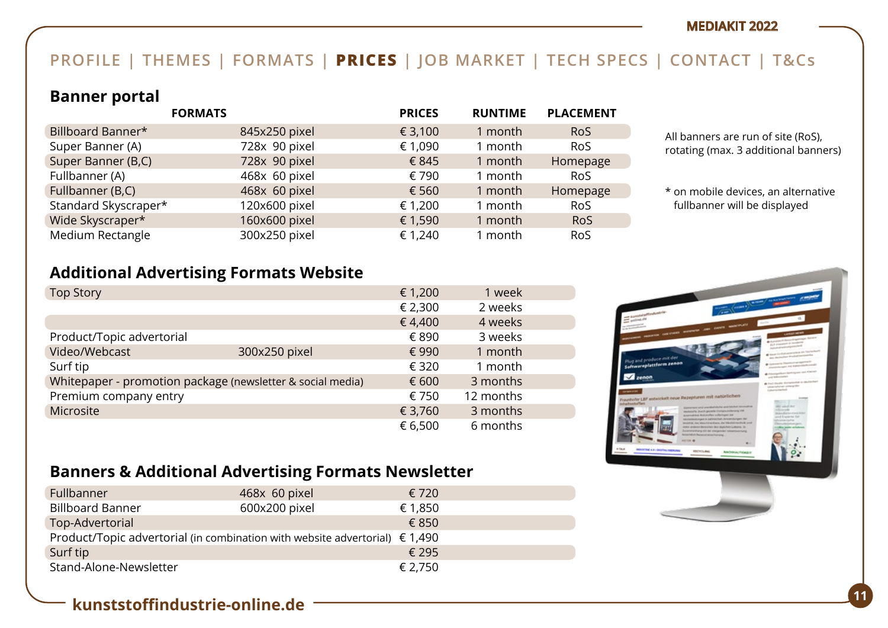PROFILE | THEMES | FORMATS | **PRICES** | JOB MARKET | TECH SPECS | CONTACT | T&Cs

## Banner portal

| FORMATS | | PRICES | RUNTIME | PLACEMENT |
|---|---|---|---|---|
| Billboard Banner* | 845x250 pixel | € 3,100 | 1 month | RoS |
| Super Banner (A) | 728x 90 pixel | € 1,090 | 1 month | RoS |
| Super Banner (B,C) | 728x 90 pixel | € 845 | 1 month | Homepage |
| Fullbanner (A) | 468x 60 pixel | € 790 | 1 month | RoS |
| Fullbanner (B,C) | 468x 60 pixel | € 560 | 1 month | Homepage |
| Standard Skyscraper* | 120x600 pixel | € 1,200 | 1 month | RoS |
| Wide Skyscraper* | 160x600 pixel | € 1,590 | 1 month | RoS |
| Medium Rectangle | 300x250 pixel | € 1,240 | 1 month | RoS |

All banners are run of site (RoS), rotating (max. 3 additional banners)

\* on mobile devices, an alternative fullbanner will be displayed

## Additional Advertising Formats Website

| | | | |
|---|---|---|---|
| Top Story | | € 1,200 | 1 week |
| | | € 2,300 | 2 weeks |
| | | € 4,400 | 4 weeks |
| Product/Topic advertorial | | € 890 | 3 weeks |
| Video/Webcast | 300x250 pixel | € 990 | 1 month |
| Surf tip | | € 320 | 1 month |
| Whitepaper - promotion package (newsletter & social media) | | € 600 | 3 months |
| Premium company entry | | € 750 | 12 months |
| Microsite | | € 3,760 | 3 months |
| | | € 6,500 | 6 months |

## Banners & Additional Advertising Formats Newsletter

| | | |
|---|---|---|
| Fullbanner | 468x 60 pixel | € 720 |
| Billboard Banner | 600x200 pixel | € 1,850 |
| Top-Advertorial | | € 850 |
| Product/Topic advertorial (in combination with website advertorial) | | € 1,490 |
| Surf tip | | € 295 |
| Stand-Alone-Newsletter | | € 2,750 |

**kunststoffindustrie-online.de**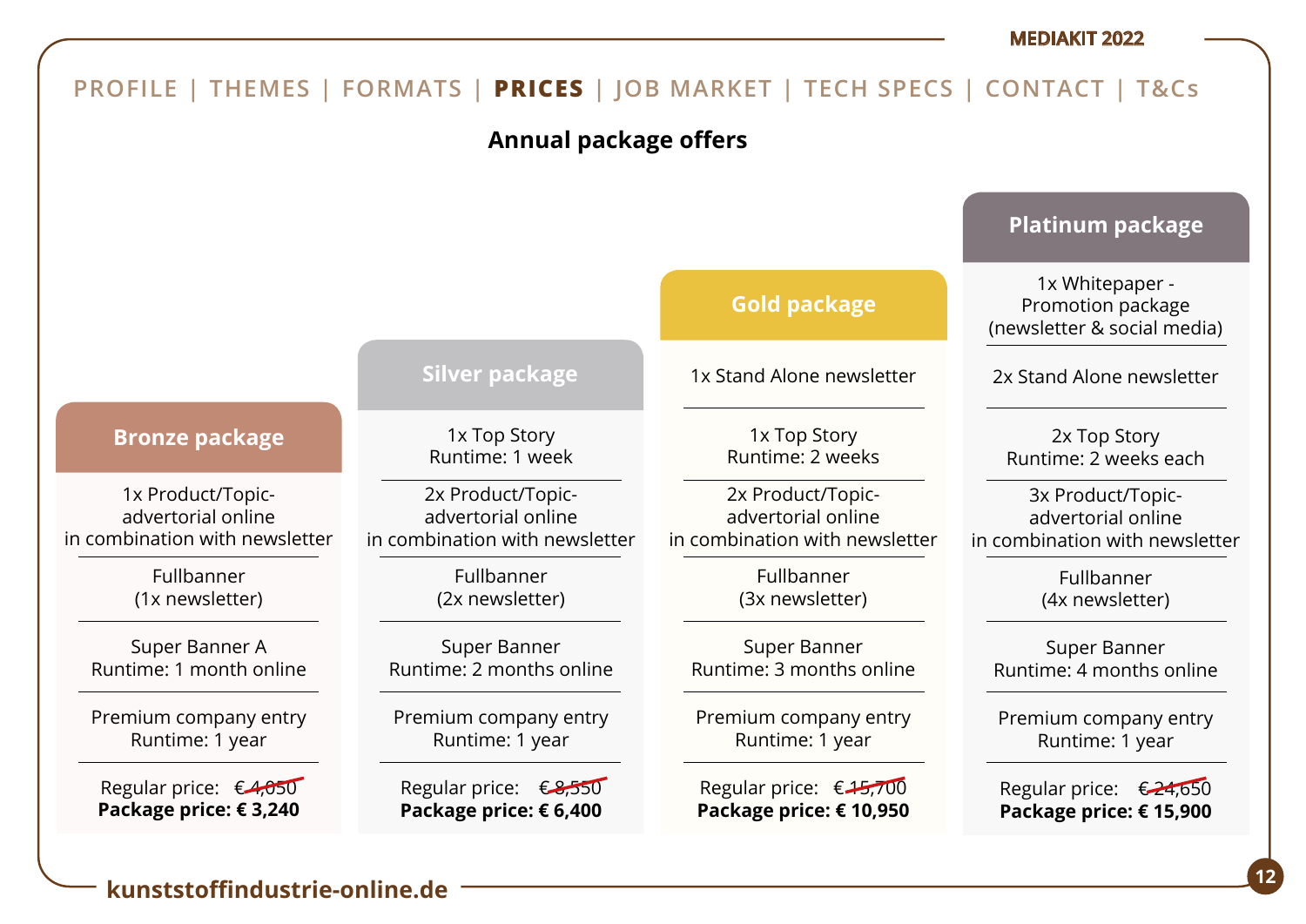PROFILE | THEMES | FORMATS | **PRICES** | JOB MARKET | TECH SPECS | CONTACT | T&Cs

## Annual package offers

| Bronze package | Silver package | Gold package | Platinum package |
|---|---|---|---|
| | | | 1x Whitepaper - Promotion package (newsletter & social media) |
| | | 1x Stand Alone newsletter | 2x Stand Alone newsletter |
| | 1x Top Story Runtime: 1 week | 1x Top Story Runtime: 2 weeks | 2x Top Story Runtime: 2 weeks each |
| 1x Product/Topic-advertorial online in combination with newsletter | 2x Product/Topic-advertorial online in combination with newsletter | 2x Product/Topic-advertorial online in combination with newsletter | 3x Product/Topic-advertorial online in combination with newsletter |
| Fullbanner (1x newsletter) | Fullbanner (2x newsletter) | Fullbanner (3x newsletter) | Fullbanner (4x newsletter) |
| Super Banner A Runtime: 1 month online | Super Banner Runtime: 2 months online | Super Banner Runtime: 3 months online | Super Banner Runtime: 4 months online |
| Premium company entry Runtime: 1 year | Premium company entry Runtime: 1 year | Premium company entry Runtime: 1 year | Premium company entry Runtime: 1 year |
| Regular price: ~~€ 4,050~~ | Regular price: ~~€ 8,550~~ | Regular price: ~~€ 15,700~~ | Regular price: ~~€ 24,650~~ |
| **Package price: € 3,240** | **Package price: € 6,400** | **Package price: € 10,950** | **Package price: € 15,900** |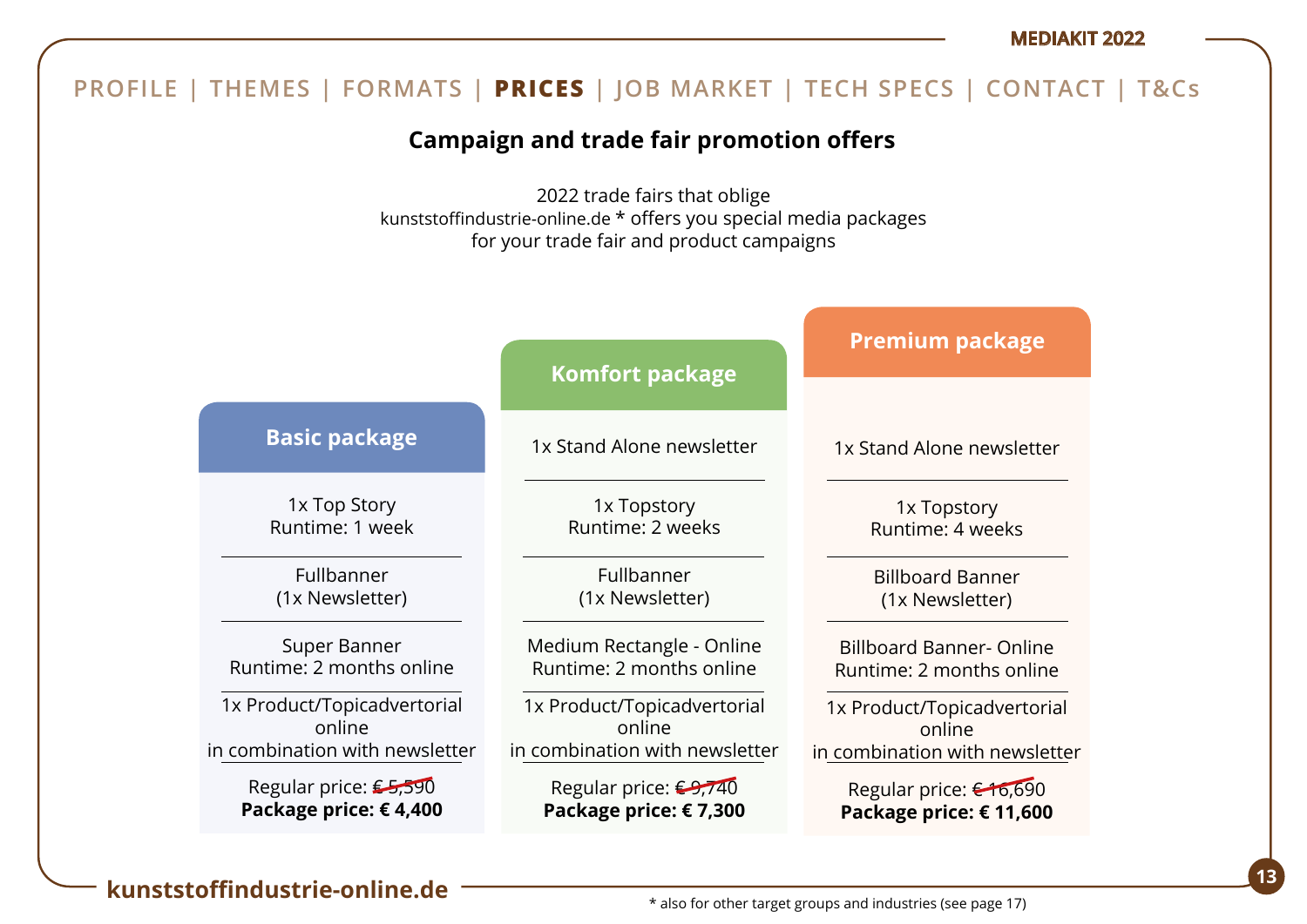PROFILE | THEMES | FORMATS | **PRICES** | JOB MARKET | TECH SPECS | CONTACT | T&Cs

## Campaign and trade fair promotion offers

2022 trade fairs that oblige
kunststoffindustrie-online.de * offers you special media packages
for your trade fair and product campaigns

| Basic package | Komfort package | Premium package |
|---|---|---|
| | 1x Stand Alone newsletter | 1x Stand Alone newsletter |
| 1x Top Story<br>Runtime: 1 week | 1x Topstory<br>Runtime: 2 weeks | 1x Topstory<br>Runtime: 4 weeks |
| Fullbanner<br>(1x Newsletter) | Fullbanner<br>(1x Newsletter) | Billboard Banner<br>(1x Newsletter) |
| Super Banner<br>Runtime: 2 months online | Medium Rectangle - Online<br>Runtime: 2 months online | Billboard Banner- Online<br>Runtime: 2 months online |
| 1x Product/Topicadvertorial online<br>in combination with newsletter | 1x Product/Topicadvertorial online<br>in combination with newsletter | 1x Product/Topicadvertorial online<br>in combination with newsletter |
| Regular price: ~~€ 5,590~~<br>**Package price: € 4,400** | Regular price: ~~€ 9,740~~<br>**Package price: € 7,300** | Regular price: ~~€ 16,690~~<br>**Package price: € 11,600** |

**kunststoffindustrie-online.de**

* also for other target groups and industries (see page 17)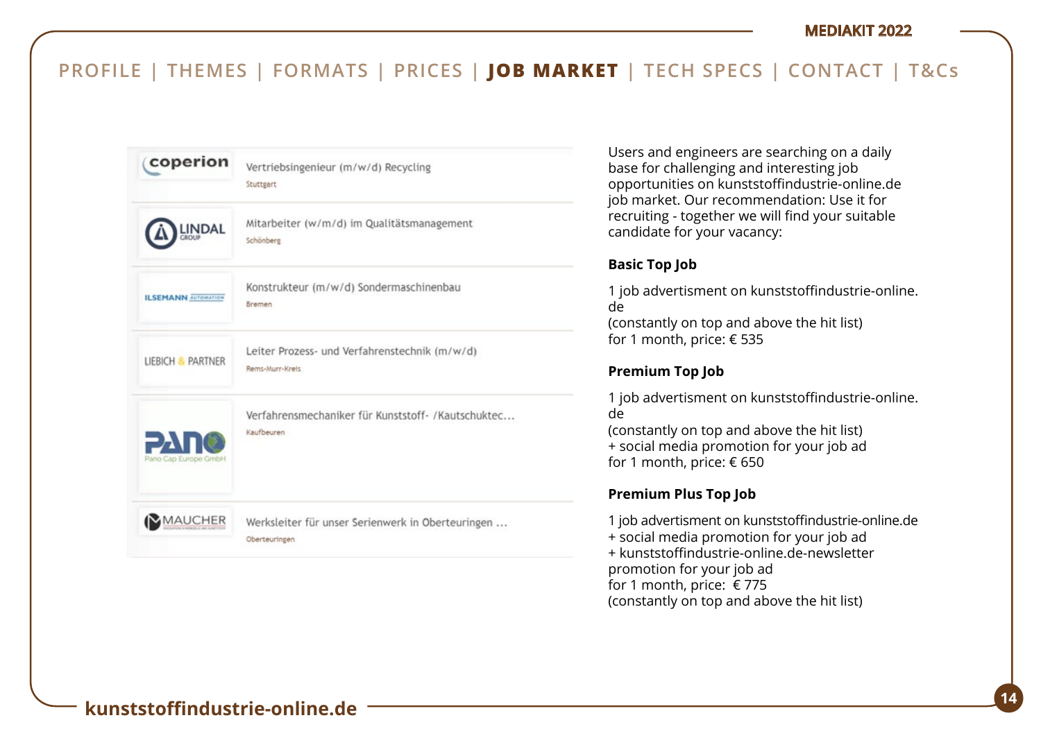PROFILE | THEMES | FORMATS | PRICES | **JOB MARKET** | TECH SPECS | CONTACT | T&Cs

coperion — Vertriebsingenieur (m/w/d) Recycling — Stuttgart

LINDAL GROUP — Mitarbeiter (w/m/d) im Qualitätsmanagement — Schönberg

ILSEMANN AUTOMATION — Konstrukteur (m/w/d) Sondermaschinenbau — Bremen

LIEBICH & PARTNER — Leiter Prozess- und Verfahrenstechnik (m/w/d) — Rems-Murr-Kreis

PANO Pano Cap Europe GmbH — Verfahrensmechaniker für Kunststoff- /Kautschuktec... — Kaufbeuren

MAUCHER — Werksleiter für unser Serienwerk in Oberteuringen ... — Oberteuringen

Users and engineers are searching on a daily base for challenging and interesting job opportunities on kunststoffindustrie-online.de job market. Our recommendation: Use it for recruiting - together we will find your suitable candidate for your vacancy:

**Basic Top Job**

1 job advertisment on kunststoffindustrie-online.de
(constantly on top and above the hit list)
for 1 month, price: € 535

**Premium Top Job**

1 job advertisment on kunststoffindustrie-online.de
(constantly on top and above the hit list)
+ social media promotion for your job ad
for 1 month, price: € 650

**Premium Plus Top Job**

1 job advertisment on kunststoffindustrie-online.de
+ social media promotion for your job ad
+ kunststoffindustrie-online.de-newsletter promotion for your job ad
for 1 month, price: € 775
(constantly on top and above the hit list)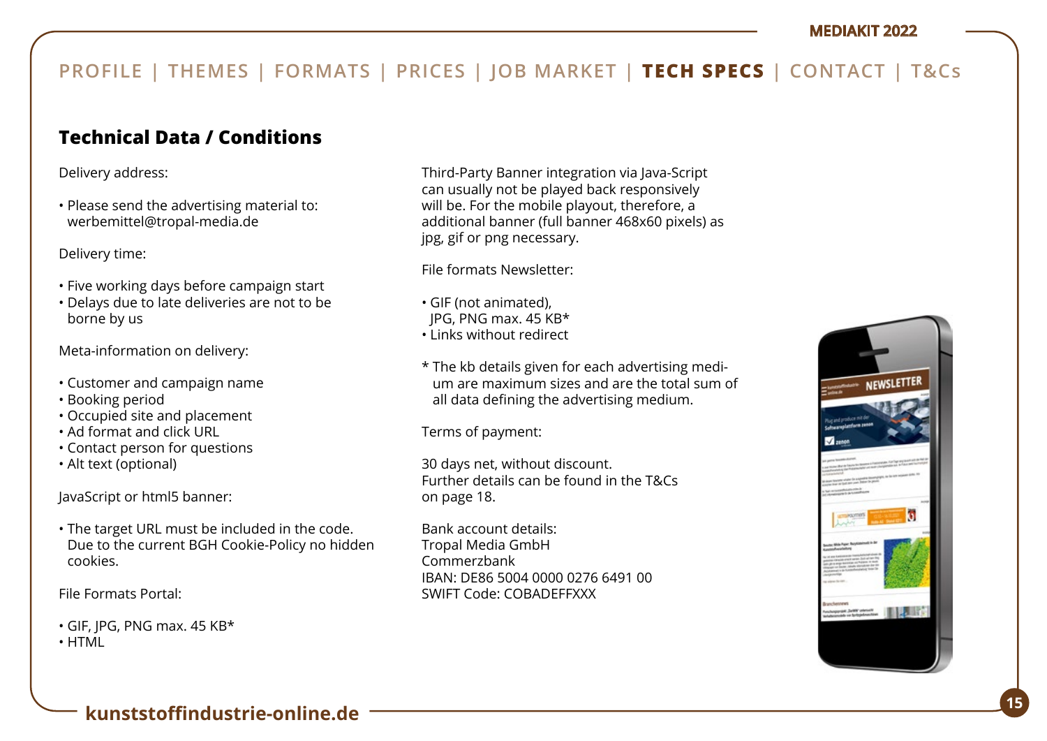PROFILE | THEMES | FORMATS | PRICES | JOB MARKET | **TECH SPECS** | CONTACT | T&Cs

## Technical Data / Conditions

Delivery address:

- Please send the advertising material to: werbemittel@tropal-media.de

Delivery time:

- Five working days before campaign start
- Delays due to late deliveries are not to be borne by us

Meta-information on delivery:

- Customer and campaign name
- Booking period
- Occupied site and placement
- Ad format and click URL
- Contact person for questions
- Alt text (optional)

JavaScript or html5 banner:

- The target URL must be included in the code. Due to the current BGH Cookie-Policy no hidden cookies.

File Formats Portal:

- GIF, JPG, PNG max. 45 KB*
- HTML

Third-Party Banner integration via Java-Script can usually not be played back responsively will be. For the mobile playout, therefore, a additional banner (full banner 468x60 pixels) as jpg, gif or png necessary.

File formats Newsletter:

- GIF (not animated), JPG, PNG max. 45 KB*
- Links without redirect

* The kb details given for each advertising medium are maximum sizes and are the total sum of all data defining the advertising medium.

Terms of payment:

30 days net, without discount.
Further details can be found in the T&Cs on page 18.

Bank account details:
Tropal Media GmbH
Commerzbank
IBAN: DE86 5004 0000 0276 6491 00
SWIFT Code: COBADEFFXXX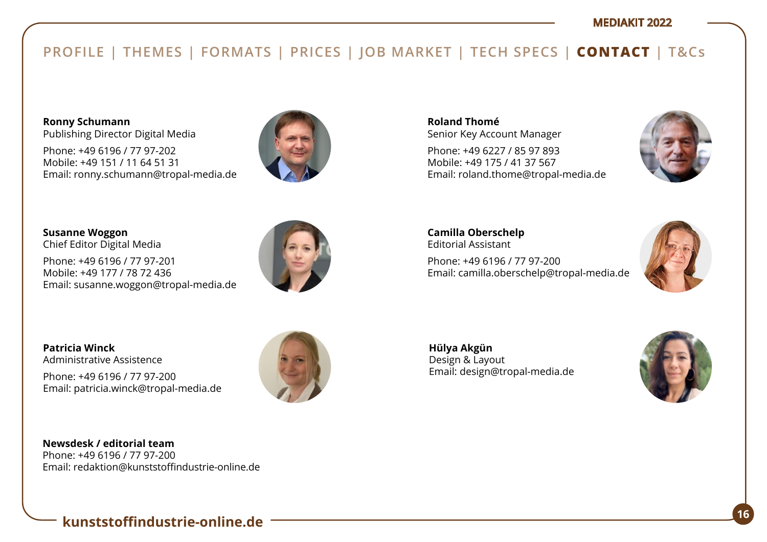PROFILE | THEMES | FORMATS | PRICES | JOB MARKET | TECH SPECS | **CONTACT** | T&Cs

**Ronny Schumann**
Publishing Director Digital Media

Phone: +49 6196 / 77 97-202
Mobile: +49 151 / 11 64 51 31
Email: ronny.schumann@tropal-media.de

**Roland Thomé**
Senior Key Account Manager

Phone: +49 6227 / 85 97 893
Mobile: +49 175 / 41 37 567
Email: roland.thome@tropal-media.de

**Susanne Woggon**
Chief Editor Digital Media

Phone: +49 6196 / 77 97-201
Mobile: +49 177 / 78 72 436
Email: susanne.woggon@tropal-media.de

**Camilla Oberschelp**
Editorial Assistant

Phone: +49 6196 / 77 97-200
Email: camilla.oberschelp@tropal-media.de

**Patricia Winck**
Administrative Assistence

Phone: +49 6196 / 77 97-200
Email: patricia.winck@tropal-media.de

**Hülya Akgün**
Design & Layout
Email: design@tropal-media.de

**Newsdesk / editorial team**
Phone: +49 6196 / 77 97-200
Email: redaktion@kunststoffindustrie-online.de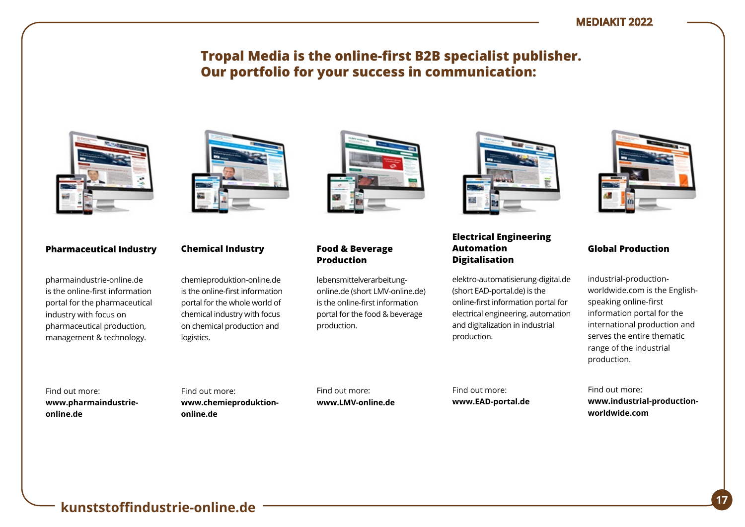# Tropal Media is the online-first B2B specialist publisher. Our portfolio for your success in communication:

### Pharmaceutical Industry

pharmaindustrie-online.de is the online-first information portal for the pharmaceutical industry with focus on pharmaceutical production, management & technology.

Find out more:
**www.pharmaindustrie-online.de**

### Chemical Industry

chemieproduktion-online.de is the online-first information portal for the whole world of chemical industry with focus on chemical production and logistics.

Find out more:
**www.chemieproduktion-online.de**

### Food & Beverage Production

lebensmittelverarbeitung-online.de (short LMV-online.de) is the online-first information portal for the food & beverage production.

Find out more:
**www.LMV-online.de**

### Electrical Engineering Automation Digitalisation

elektro-automatisierung-digital.de (short EAD-portal.de) is the online-first information portal for electrical engineering, automation and digitalization in industrial production.

Find out more:
**www.EAD-portal.de**

### Global Production

industrial-production-worldwide.com is the English-speaking online-first information portal for the international production and serves the entire thematic range of the industrial production.

Find out more:
**www.industrial-production-worldwide.com**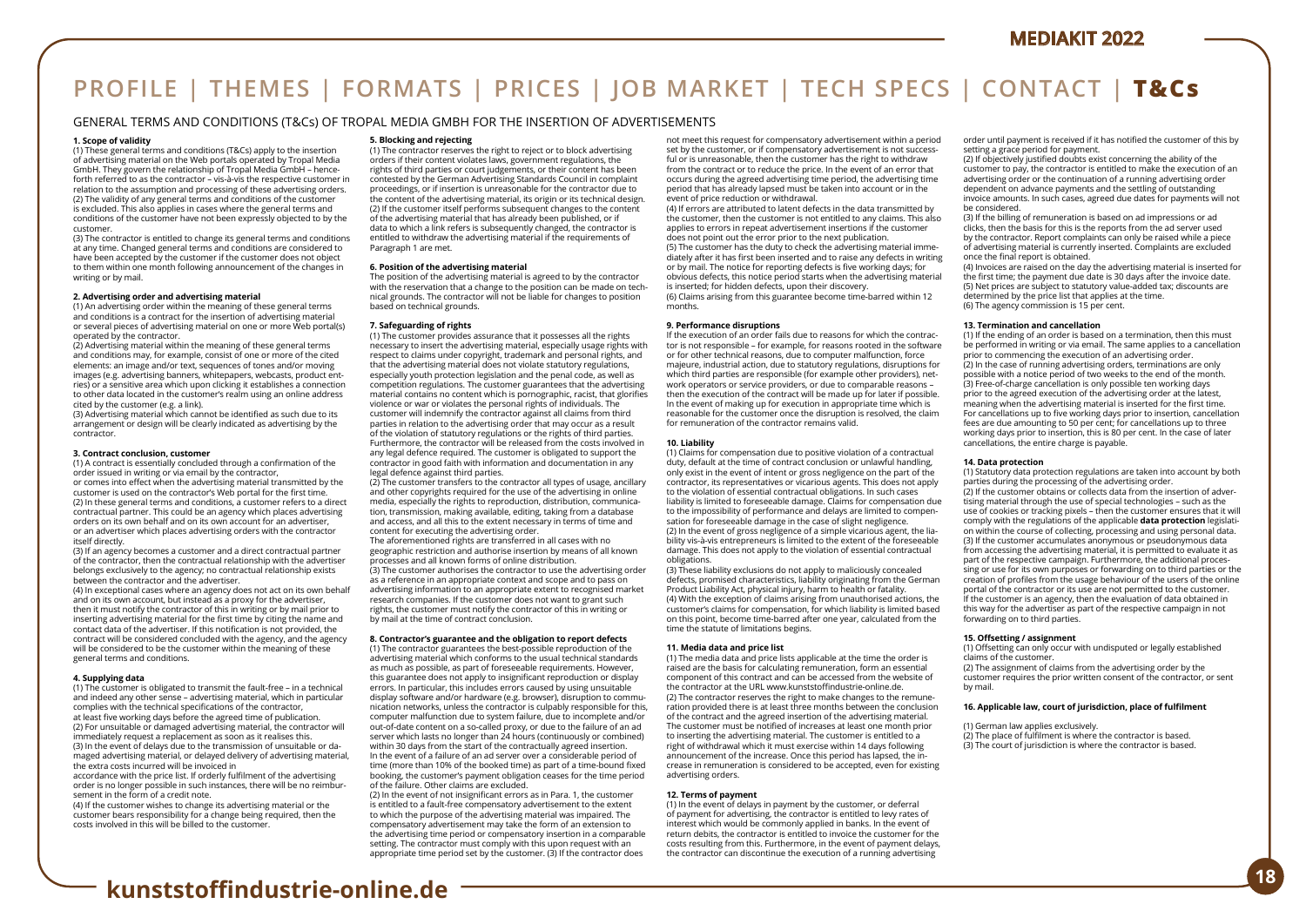# GENERAL TERMS AND CONDITIONS (T&Cs) OF TROPAL MEDIA GMBH FOR THE INSERTION OF ADVERTISEMENTS

### 1. Scope of validity

(1) These general terms and conditions (T&Cs) apply to the insertion of advertising material on the Web portals operated by Tropal Media GmbH. They govern the relationship of Tropal Media GmbH – henceforth referred to as the contractor – vis-à-vis the respective customer in relation to the assumption and processing of these advertising orders.
(2) The validity of any general terms and conditions of the customer is excluded. This also applies in cases where the general terms and conditions of the customer have not been expressly objected to by the customer.
(3) The contractor is entitled to change its general terms and conditions at any time. Changed general terms and conditions are considered to have been accepted by the customer if the customer does not object to them within one month following announcement of the changes in writing or by mail.

### 2. Advertising order and advertising material

(1) An advertising order within the meaning of these general terms and conditions is a contract for the insertion of advertising material or several pieces of advertising material on one or more Web portal(s) operated by the contractor.
(2) Advertising material within the meaning of these general terms and conditions may, for example, consist of one or more of the cited elements: an image and/or text, sequences of tones and/or moving images (e.g. advertising banners, whitepapers, webcasts, product entries) or a sensitive area which upon clicking it establishes a connection to other data located in the customer's realm using an online address cited by the customer (e.g. a link).
(3) Advertising material which cannot be identified as such due to its arrangement or design will be clearly indicated as advertising by the contractor.

### 3. Contract conclusion, customer

(1) A contract is essentially concluded through a confirmation of the order issued in writing or via email by the contractor, or comes into effect when the advertising material transmitted by the customer is used on the contractor's Web portal for the first time.
(2) In these general terms and conditions, a customer refers to a direct contractual partner. This could be an agency which places advertising orders on its own behalf and on its own account for an advertiser, or an advertiser which places advertising orders with the contractor itself directly.
(3) If an agency becomes a customer and a direct contractual partner of the contractor, then the contractual relationship with the advertiser belongs exclusively to the agency; no contractual relationship exists between the contractor and the advertiser.
(4) In exceptional cases where an agency does not act on its own behalf and on its own account, but instead as a proxy for the advertiser, then it must notify the contractor of this in writing or by mail prior to inserting advertising material for the first time by citing the name and contact data of the advertiser. If this notification is not provided, the contract will be considered concluded with the agency, and the agency will be considered to be the customer within the meaning of these general terms and conditions.

### 4. Supplying data

(1) The customer is obligated to transmit the fault-free – in a technical and indeed any other sense – advertising material, which in particular complies with the technical specifications of the contractor, at least five working days before the agreed time of publication.
(2) For unsuitable or damaged advertising material, the contractor will immediately request a replacement as soon as it realises this.
(3) In the event of delays due to the transmission of unsuitable or damaged advertising material, or delayed delivery of advertising material, the extra costs incurred will be invoiced in accordance with the price list. If orderly fulfilment of the advertising order is no longer possible in such instances, there will be no reimbursement in the form of a credit note.
(4) If the customer wishes to change its advertising material or the customer bears responsibility for a change being required, then the costs involved in this will be billed to the customer.

### 5. Blocking and rejecting

(1) The contractor reserves the right to reject or to block advertising orders if their content violates laws, government regulations, the rights of third parties or court judgements, or their content has been contested by the German Advertising Standards Council in complaint proceedings, or if insertion is unreasonable for the contractor due to the content of the advertising material, its origin or its technical design.
(2) If the customer itself performs subsequent changes to the content of the advertising material that has already been published, or if data to which a link refers is subsequently changed, the contractor is entitled to withdraw the advertising material if the requirements of Paragraph 1 are met.

### 6. Position of the advertising material

The position of the advertising material is agreed to by the contractor with the reservation that a change to the position can be made on technical grounds. The contractor will not be liable for changes to position based on technical grounds.

### 7. Safeguarding of rights

(1) The customer provides assurance that it possesses all the rights necessary to insert the advertising material, especially usage rights with respect to claims under copyright, trademark and personal rights, and that the advertising material does not violate statutory regulations, especially youth protection legislation and the penal code, as well as competition regulations. The customer guarantees that the advertising material contains no content which is pornographic, racist, that glorifies violence or war or violates the personal rights of individuals. The customer will indemnify the contractor against all claims from third parties in relation to the advertising order that may occur as a result of the violation of statutory regulations or the rights of third parties. Furthermore, the contractor will be released from the costs involved in any legal defence required. The customer is obligated to support the contractor in good faith with information and documentation in any legal defence against third parties.
(2) The customer transfers to the contractor all types of usage, ancillary and other copyrights required for the use of the advertising in online media, especially the rights to reproduction, distribution, communication, transmission, making available, editing, taking from a database and access, and all this to the extent necessary in terms of time and content for executing the advertising order.
The aforementioned rights are transferred in all cases with no geographic restriction and authorise insertion by means of all known processes and all known forms of online distribution.
(3) The customer authorises the contractor to use the advertising order as a reference in an appropriate context and scope and to pass on advertising information to an appropriate extent to recognised market research companies. If the customer does not want to grant such rights, the customer must notify the contractor of this in writing or by mail at the time of contract conclusion.

### 8. Contractor's guarantee and the obligation to report defects

(1) The contractor guarantees the best-possible reproduction of the advertising material which conforms to the usual technical standards as much as possible, as part of foreseeable requirements. However, this guarantee does not apply to insignificant reproduction or display errors. In particular, this includes errors caused by using unsuitable display software and/or hardware (e.g. browser), disruption to communication networks, unless the contractor is culpably responsible for this, computer malfunction due to system failure, due to incomplete and/or out-of-date content on a so-called proxy, or due to the failure of an ad server which lasts no longer than 24 hours (continuously or combined) within 30 days from the start of the contractually agreed insertion. In the event of a failure of an ad server over a considerable period of time (more than 10% of the booked time) as part of a time-bound fixed booking, the customer's payment obligation ceases for the time period of the failure. Other claims are excluded.
(2) In the event of not insignificant errors as in Para. 1, the customer is entitled to a fault-free compensatory advertisement to the extent to which the purpose of the advertising material was impaired. The compensatory advertisement may take the form of an extension to the advertising time period or compensatory insertion in a comparable setting. The contractor must comply with this upon request with an appropriate time period set by the customer. (3) If the contractor does not meet this request for compensatory advertisement within a period set by the customer, or if compensatory advertisement is not successful or is unreasonable, then the customer has the right to withdraw from the contract or to reduce the price. In the event of an error that occurs during the agreed advertising time period, the advertising time period that has already lapsed must be taken into account or in the event of price reduction or withdrawal.
(4) If errors are attributed to latent defects in the data transmitted by the customer, then the customer is not entitled to any claims. This also applies to errors in repeat advertisement insertions if the customer does not point out the error prior to the next publication.
(5) The customer has the duty to check the advertising material immediately after it has first been inserted and to raise any defects in writing or by mail. The notice for reporting defects is five working days; for obvious defects, this notice period starts when the advertising material is inserted; for hidden defects, upon their discovery.
(6) Claims arising from this guarantee become time-barred within 12 months.

### 9. Performance disruptions

If the execution of an order fails due to reasons for which the contractor is not responsible – for example, for reasons rooted in the software or for other technical reasons, due to computer malfunction, force majeure, industrial action, due to statutory regulations, disruptions for which third parties are responsible (for example other providers), network operators or service providers, or due to comparable reasons – then the execution of the contract will be made up for later if possible. In the event of making up for execution in appropriate time which is reasonable for the customer once the disruption is resolved, the claim for remuneration of the contractor remains valid.

### 10. Liability

(1) Claims for compensation due to positive violation of a contractual duty, default at the time of contract conclusion or unlawful handling, only exist in the event of intent or gross negligence on the part of the contractor, its representatives or vicarious agents. This does not apply to the violation of essential contractual obligations. In such cases liability is limited to foreseeable damage. Claims for compensation due to the impossibility of performance and delays are limited to compensation for foreseeable damage in the case of slight negligence.
(2) In the event of gross negligence of a simple vicarious agent, the liability vis-à-vis entrepreneurs is limited to the extent of the foreseeable damage. This does not apply to the violation of essential contractual obligations.
(3) These liability exclusions do not apply to maliciously concealed defects, promised characteristics, liability originating from the German Product Liability Act, physical injury, harm to health or fatality.
(4) With the exception of claims arising from unauthorised actions, the customer's claims for compensation, for which liability is limited based on this point, become time-barred after one year, calculated from the time the statute of limitations begins.

### 11. Media data and price list

(1) The media data and price lists applicable at the time the order is raised are the basis for calculating remuneration, form an essential component of this contract and can be accessed from the website of the contractor at the URL www.kunststoffindustrie-online.de.
(2) The contractor reserves the right to make changes to the remuneration provided there is at least three months between the conclusion of the contract and the agreed insertion of the advertising material. The customer must be notified of increases at least one month prior to inserting the advertising material. The customer is entitled to a right of withdrawal which it must exercise within 14 days following announcement of the increase. Once this period has lapsed, the increase in remuneration is considered to be accepted, even for existing advertising orders.

### 12. Terms of payment

(1) In the event of delays in payment by the customer, or deferral of payment for advertising, the contractor is entitled to levy rates of interest which would be commonly applied in banks. In the event of return debits, the contractor is entitled to invoice the customer for the costs resulting from this. Furthermore, in the event of payment delays, the contractor can discontinue the execution of a running advertising order until payment is received if it has notified the customer of this by setting a grace period for payment.
(2) If objectively justified doubts exist concerning the ability of the customer to pay, the contractor is entitled to make the execution of an advertising order or the continuation of a running advertising order dependent on advance payments and the settling of outstanding invoice amounts. In such cases, agreed due dates for payments will not be considered.
(3) If the billing of remuneration is based on ad impressions or ad clicks, then the basis for this is the reports from the ad server used by the contractor. Report complaints can only be raised while a piece of advertising material is currently inserted. Complaints are excluded once the final report is obtained.
(4) Invoices are raised on the day the advertising material is inserted for the first time; the payment due date is 30 days after the invoice date.
(5) Net prices are subject to statutory value-added tax; discounts are determined by the price list that applies at the time.
(6) The agency commission is 15 per cent.

### 13. Termination and cancellation

(1) If the ending of an order is based on a termination, then this must be performed in writing or via email. The same applies to a cancellation prior to commencing the execution of an advertising order.
(2) In the case of running advertising orders, terminations are only possible with a notice period of two weeks to the end of the month.
(3) Free-of-charge cancellation is only possible ten working days prior to the agreed execution of the advertising order at the latest, meaning when the advertising material is inserted for the first time. For cancellations up to five working days prior to insertion, cancellation fees are due amounting to 50 per cent; for cancellations up to three working days prior to insertion, this is 80 per cent. In the case of later cancellations, the entire charge is payable.

### 14. Data protection

(1) Statutory data protection regulations are taken into account by both parties during the processing of the advertising order.
(2) If the customer obtains or collects data from the insertion of advertising material through the use of special technologies – such as the use of cookies or tracking pixels – then the customer ensures that it will comply with the regulations of the applicable **data protection** legislation within the course of collecting, processing and using personal data.
(3) If the customer accumulates anonymous or pseudonymous data from accessing the advertising material, it is permitted to evaluate it as part of the respective campaign. Furthermore, the additional processing or use for its own purposes or forwarding on to third parties or the creation of profiles from the usage behaviour of the users of the online portal of the contractor or its use are not permitted to the customer. If the customer is an agency, then the evaluation of data obtained in this way for the advertiser as part of the respective campaign in not forwarding on to third parties.

### 15. Offsetting / assignment

(1) Offsetting can only occur with undisputed or legally established claims of the customer.
(2) The assignment of claims from the advertising order by the customer requires the prior written consent of the contractor, or sent by mail.

### 16. Applicable law, court of jurisdiction, place of fulfilment

(1) German law applies exclusively.
(2) The place of fulfilment is where the contractor is based.
(3) The court of jurisdiction is where the contractor is based.